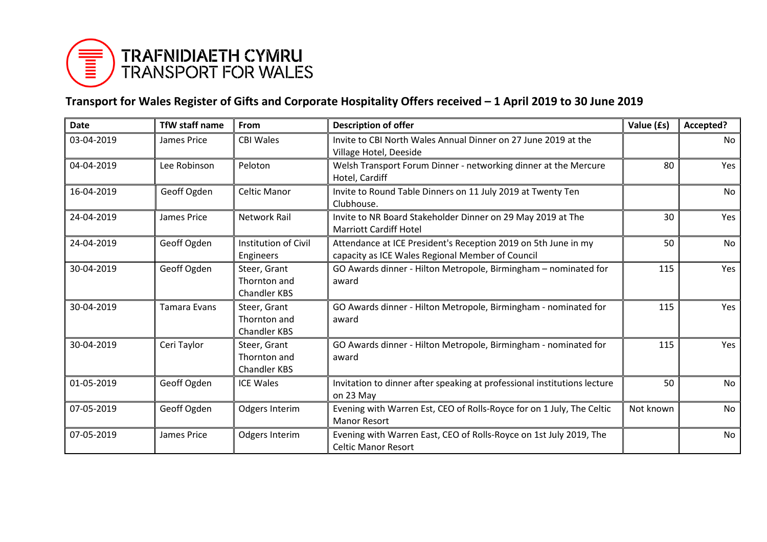TRAFNIDIAETH CYMRU
TRANSPORT FOR WALES

## Transport for Wales Register of Gifts and Corporate Hospitality Offers received – 1 April 2019 to 30 June 2019

| Date | TfW staff name | From | Description of offer | Value (£s) | Accepted? |
|---|---|---|---|---|---|
| 03-04-2019 | James Price | CBI Wales | Invite to CBI North Wales Annual Dinner on 27 June 2019 at the Village Hotel, Deeside | | No |
| 04-04-2019 | Lee Robinson | Peloton | Welsh Transport Forum Dinner - networking dinner at the Mercure Hotel, Cardiff | 80 | Yes |
| 16-04-2019 | Geoff Ogden | Celtic Manor | Invite to Round Table Dinners on 11 July 2019 at Twenty Ten Clubhouse. | | No |
| 24-04-2019 | James Price | Network Rail | Invite to NR Board Stakeholder Dinner on 29 May 2019 at The Marriott Cardiff Hotel | 30 | Yes |
| 24-04-2019 | Geoff Ogden | Institution of Civil Engineers | Attendance at ICE President's Reception 2019 on 5th June in my capacity as ICE Wales Regional Member of Council | 50 | No |
| 30-04-2019 | Geoff Ogden | Steer, Grant Thornton and Chandler KBS | GO Awards dinner - Hilton Metropole, Birmingham – nominated for award | 115 | Yes |
| 30-04-2019 | Tamara Evans | Steer, Grant Thornton and Chandler KBS | GO Awards dinner - Hilton Metropole, Birmingham - nominated for award | 115 | Yes |
| 30-04-2019 | Ceri Taylor | Steer, Grant Thornton and Chandler KBS | GO Awards dinner - Hilton Metropole, Birmingham - nominated for award | 115 | Yes |
| 01-05-2019 | Geoff Ogden | ICE Wales | Invitation to dinner after speaking at professional institutions lecture on 23 May | 50 | No |
| 07-05-2019 | Geoff Ogden | Odgers Interim | Evening with Warren Est, CEO of Rolls-Royce for on 1 July, The Celtic Manor Resort | Not known | No |
| 07-05-2019 | James Price | Odgers Interim | Evening with Warren East, CEO of Rolls-Royce on 1st July 2019, The Celtic Manor Resort | | No |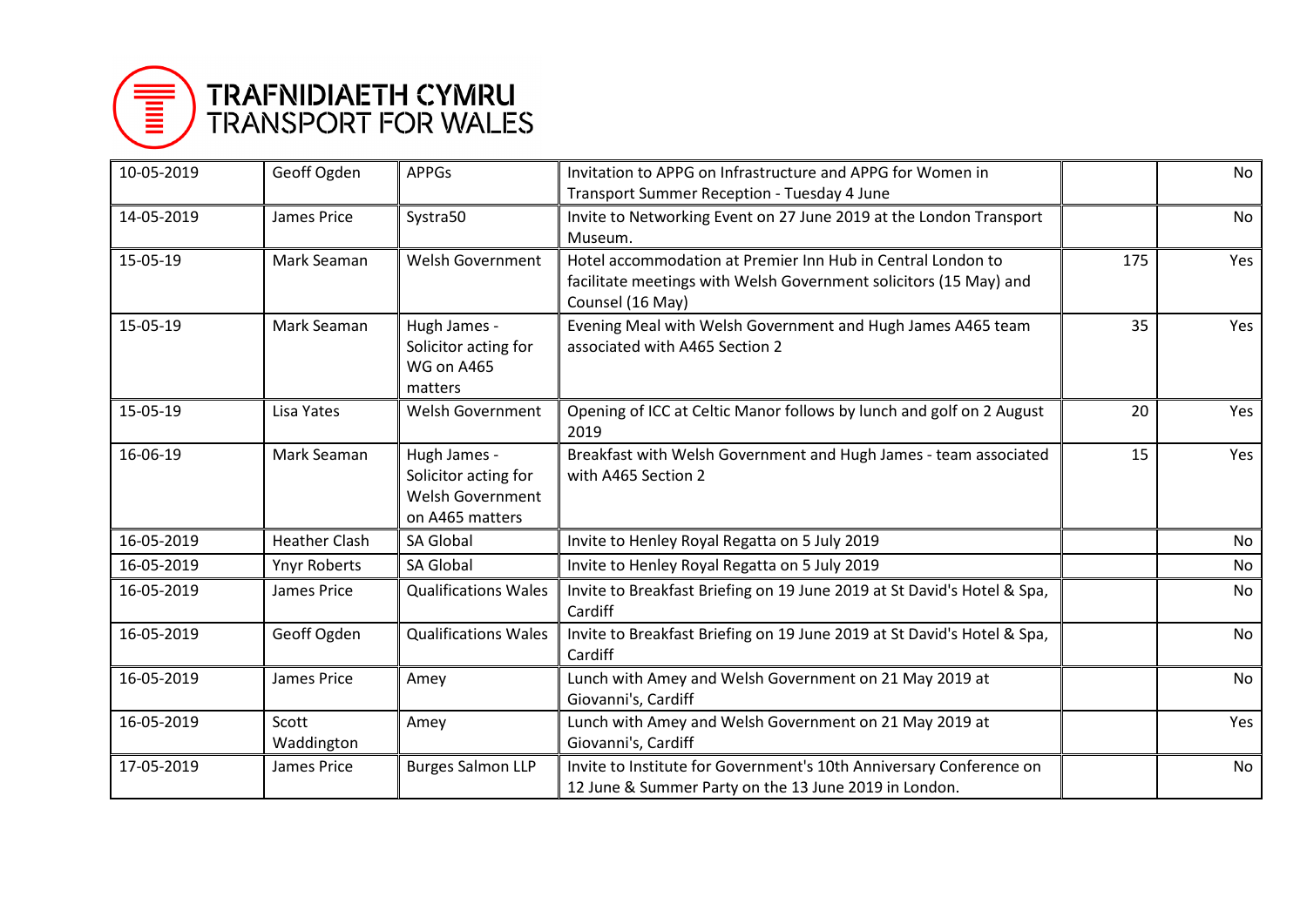| | | | | | |
|---|---|---|---|---|---|
| 10-05-2019 | Geoff Ogden | APPGs | Invitation to APPG on Infrastructure and APPG for Women in Transport Summer Reception - Tuesday 4 June | | No |
| 14-05-2019 | James Price | Systra50 | Invite to Networking Event on 27 June 2019 at the London Transport Museum. | | No |
| 15-05-19 | Mark Seaman | Welsh Government | Hotel accommodation at Premier Inn Hub in Central London to facilitate meetings with Welsh Government solicitors (15 May) and Counsel (16 May) | 175 | Yes |
| 15-05-19 | Mark Seaman | Hugh James - Solicitor acting for WG on A465 matters | Evening Meal with Welsh Government and Hugh James A465 team associated with A465 Section 2 | 35 | Yes |
| 15-05-19 | Lisa Yates | Welsh Government | Opening of ICC at Celtic Manor follows by lunch and golf on 2 August 2019 | 20 | Yes |
| 16-06-19 | Mark Seaman | Hugh James - Solicitor acting for Welsh Government on A465 matters | Breakfast with Welsh Government and Hugh James - team associated with A465 Section 2 | 15 | Yes |
| 16-05-2019 | Heather Clash | SA Global | Invite to Henley Royal Regatta on 5 July 2019 | | No |
| 16-05-2019 | Ynyr Roberts | SA Global | Invite to Henley Royal Regatta on 5 July 2019 | | No |
| 16-05-2019 | James Price | Qualifications Wales | Invite to Breakfast Briefing on 19 June 2019 at St David's Hotel & Spa, Cardiff | | No |
| 16-05-2019 | Geoff Ogden | Qualifications Wales | Invite to Breakfast Briefing on 19 June 2019 at St David's Hotel & Spa, Cardiff | | No |
| 16-05-2019 | James Price | Amey | Lunch with Amey and Welsh Government on 21 May 2019 at Giovanni's, Cardiff | | No |
| 16-05-2019 | Scott Waddington | Amey | Lunch with Amey and Welsh Government on 21 May 2019 at Giovanni's, Cardiff | | Yes |
| 17-05-2019 | James Price | Burges Salmon LLP | Invite to Institute for Government's 10th Anniversary Conference on 12 June & Summer Party on the 13 June 2019 in London. | | No |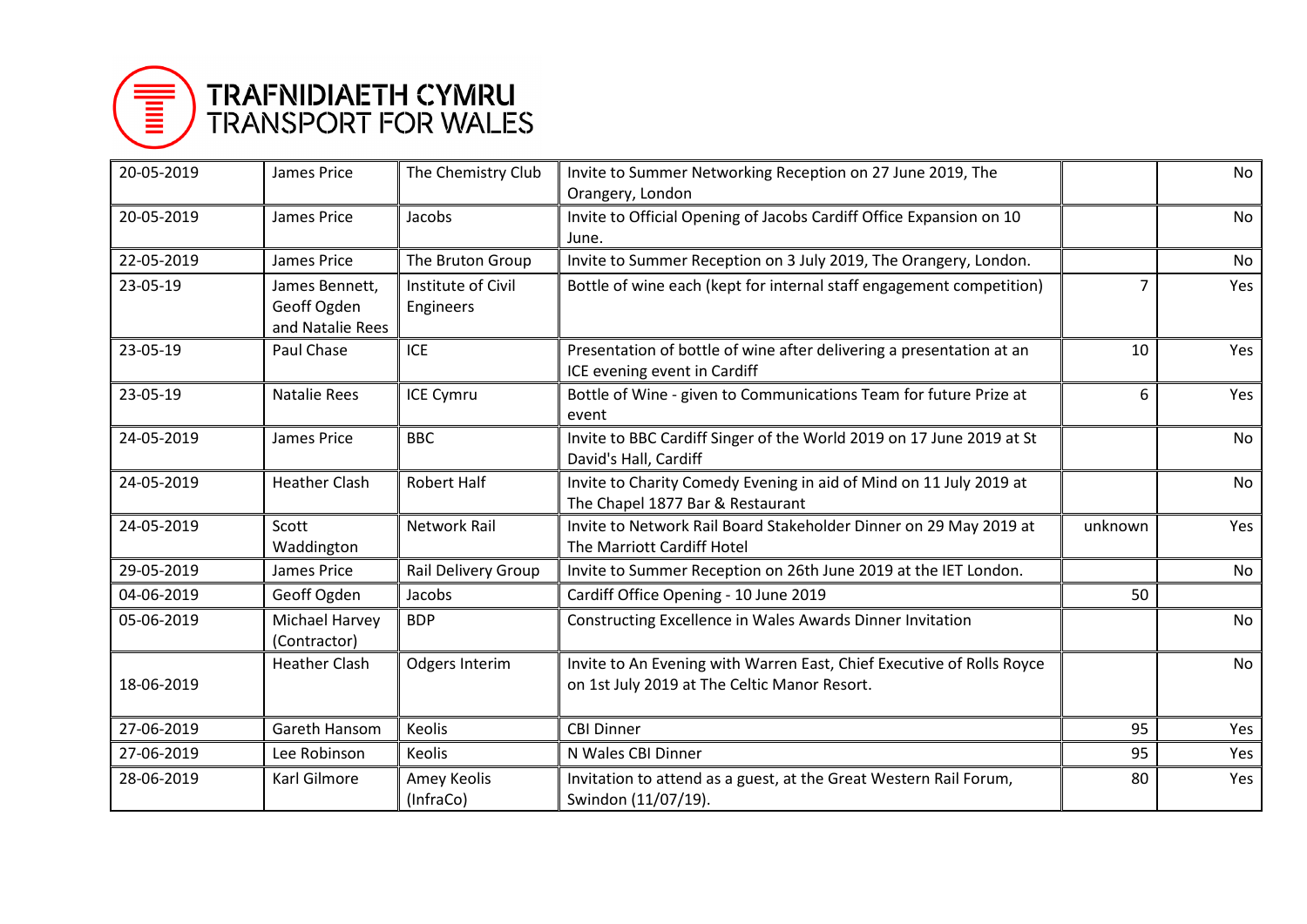| | | | | | |
|---|---|---|---|---|---|
| 20-05-2019 | James Price | The Chemistry Club | Invite to Summer Networking Reception on 27 June 2019, The Orangery, London | | No |
| 20-05-2019 | James Price | Jacobs | Invite to Official Opening of Jacobs Cardiff Office Expansion on 10 June. | | No |
| 22-05-2019 | James Price | The Bruton Group | Invite to Summer Reception on 3 July 2019, The Orangery, London. | | No |
| 23-05-19 | James Bennett, Geoff Ogden and Natalie Rees | Institute of Civil Engineers | Bottle of wine each (kept for internal staff engagement competition) | 7 | Yes |
| 23-05-19 | Paul Chase | ICE | Presentation of bottle of wine after delivering a presentation at an ICE evening event in Cardiff | 10 | Yes |
| 23-05-19 | Natalie Rees | ICE Cymru | Bottle of Wine - given to Communications Team for future Prize at event | 6 | Yes |
| 24-05-2019 | James Price | BBC | Invite to BBC Cardiff Singer of the World 2019 on 17 June 2019 at St David's Hall, Cardiff | | No |
| 24-05-2019 | Heather Clash | Robert Half | Invite to Charity Comedy Evening in aid of Mind on 11 July 2019 at The Chapel 1877 Bar & Restaurant | | No |
| 24-05-2019 | Scott Waddington | Network Rail | Invite to Network Rail Board Stakeholder Dinner on 29 May 2019 at The Marriott Cardiff Hotel | unknown | Yes |
| 29-05-2019 | James Price | Rail Delivery Group | Invite to Summer Reception on 26th June 2019 at the IET London. | | No |
| 04-06-2019 | Geoff Ogden | Jacobs | Cardiff Office Opening - 10 June 2019 | 50 | |
| 05-06-2019 | Michael Harvey (Contractor) | BDP | Constructing Excellence in Wales Awards Dinner Invitation | | No |
| 18-06-2019 | Heather Clash | Odgers Interim | Invite to An Evening with Warren East, Chief Executive of Rolls Royce on 1st July 2019 at The Celtic Manor Resort. | | No |
| 27-06-2019 | Gareth Hansom | Keolis | CBI Dinner | 95 | Yes |
| 27-06-2019 | Lee Robinson | Keolis | N Wales CBI Dinner | 95 | Yes |
| 28-06-2019 | Karl Gilmore | Amey Keolis (InfraCo) | Invitation to attend as a guest, at the Great Western Rail Forum, Swindon (11/07/19). | 80 | Yes |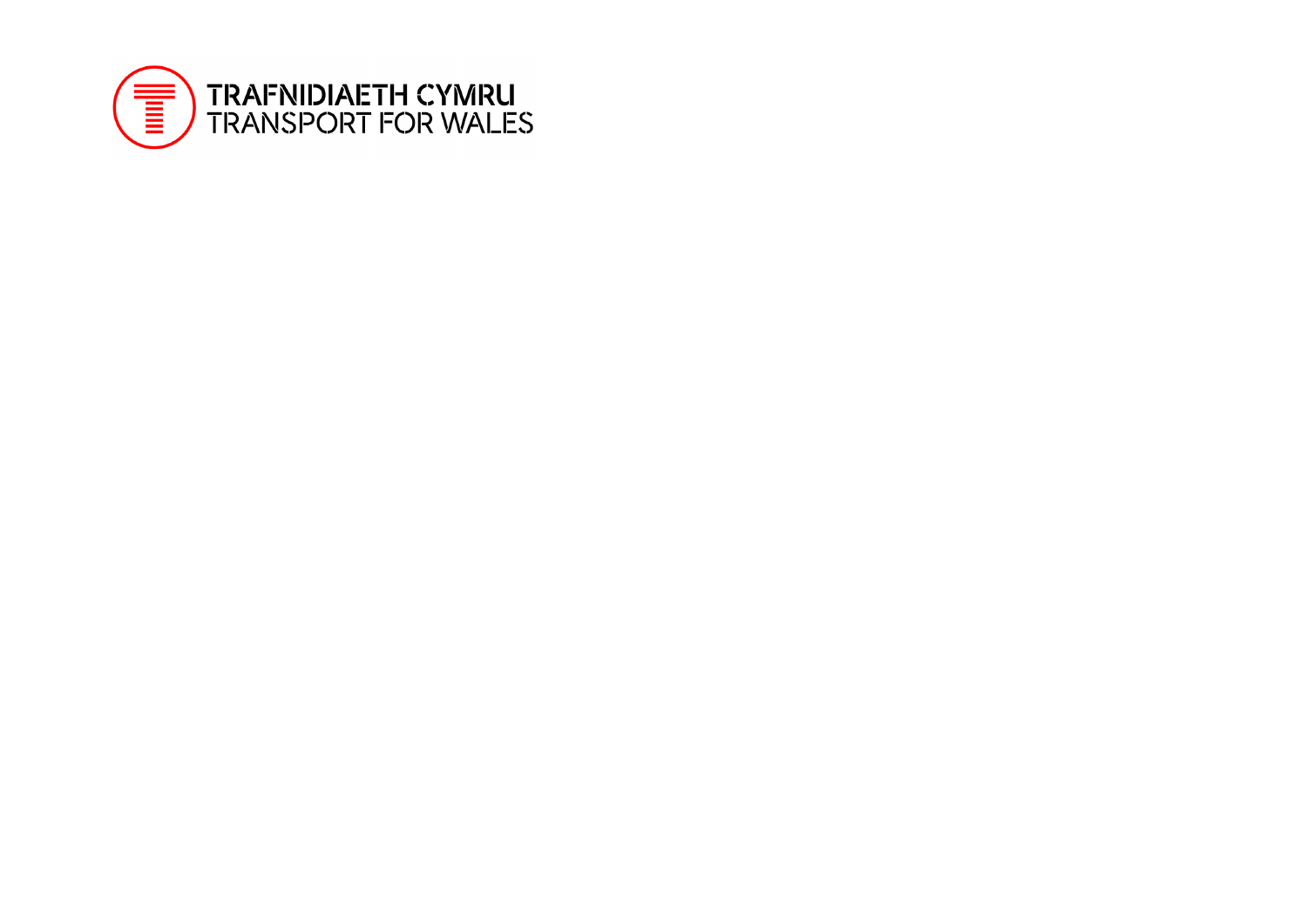TRAFNIDIAETH CYMRU
TRANSPORT FOR WALES